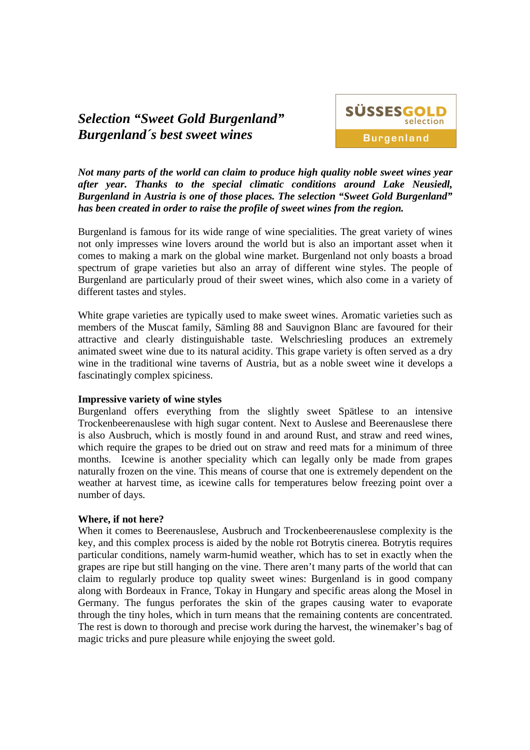# *Selection "Sweet Gold Burgenland"*
# *Burgenland´s best sweet wines*

SÜSSESGOLD selection Burgenland

***Not many parts of the world can claim to produce high quality noble sweet wines year after year. Thanks to the special climatic conditions around Lake Neusiedl, Burgenland in Austria is one of those places. The selection "Sweet Gold Burgenland" has been created in order to raise the profile of sweet wines from the region.***

Burgenland is famous for its wide range of wine specialities. The great variety of wines not only impresses wine lovers around the world but is also an important asset when it comes to making a mark on the global wine market. Burgenland not only boasts a broad spectrum of grape varieties but also an array of different wine styles. The people of Burgenland are particularly proud of their sweet wines, which also come in a variety of different tastes and styles.

White grape varieties are typically used to make sweet wines. Aromatic varieties such as members of the Muscat family, Sämling 88 and Sauvignon Blanc are favoured for their attractive and clearly distinguishable taste. Welschriesling produces an extremely animated sweet wine due to its natural acidity. This grape variety is often served as a dry wine in the traditional wine taverns of Austria, but as a noble sweet wine it develops a fascinatingly complex spiciness.

**Impressive variety of wine styles**

Burgenland offers everything from the slightly sweet Spätlese to an intensive Trockenbeerenauslese with high sugar content. Next to Auslese and Beerenauslese there is also Ausbruch, which is mostly found in and around Rust, and straw and reed wines, which require the grapes to be dried out on straw and reed mats for a minimum of three months. Icewine is another speciality which can legally only be made from grapes naturally frozen on the vine. This means of course that one is extremely dependent on the weather at harvest time, as icewine calls for temperatures below freezing point over a number of days.

**Where, if not here?**

When it comes to Beerenauslese, Ausbruch and Trockenbeerenauslese complexity is the key, and this complex process is aided by the noble rot Botrytis cinerea. Botrytis requires particular conditions, namely warm-humid weather, which has to set in exactly when the grapes are ripe but still hanging on the vine. There aren't many parts of the world that can claim to regularly produce top quality sweet wines: Burgenland is in good company along with Bordeaux in France, Tokay in Hungary and specific areas along the Mosel in Germany. The fungus perforates the skin of the grapes causing water to evaporate through the tiny holes, which in turn means that the remaining contents are concentrated. The rest is down to thorough and precise work during the harvest, the winemaker's bag of magic tricks and pure pleasure while enjoying the sweet gold.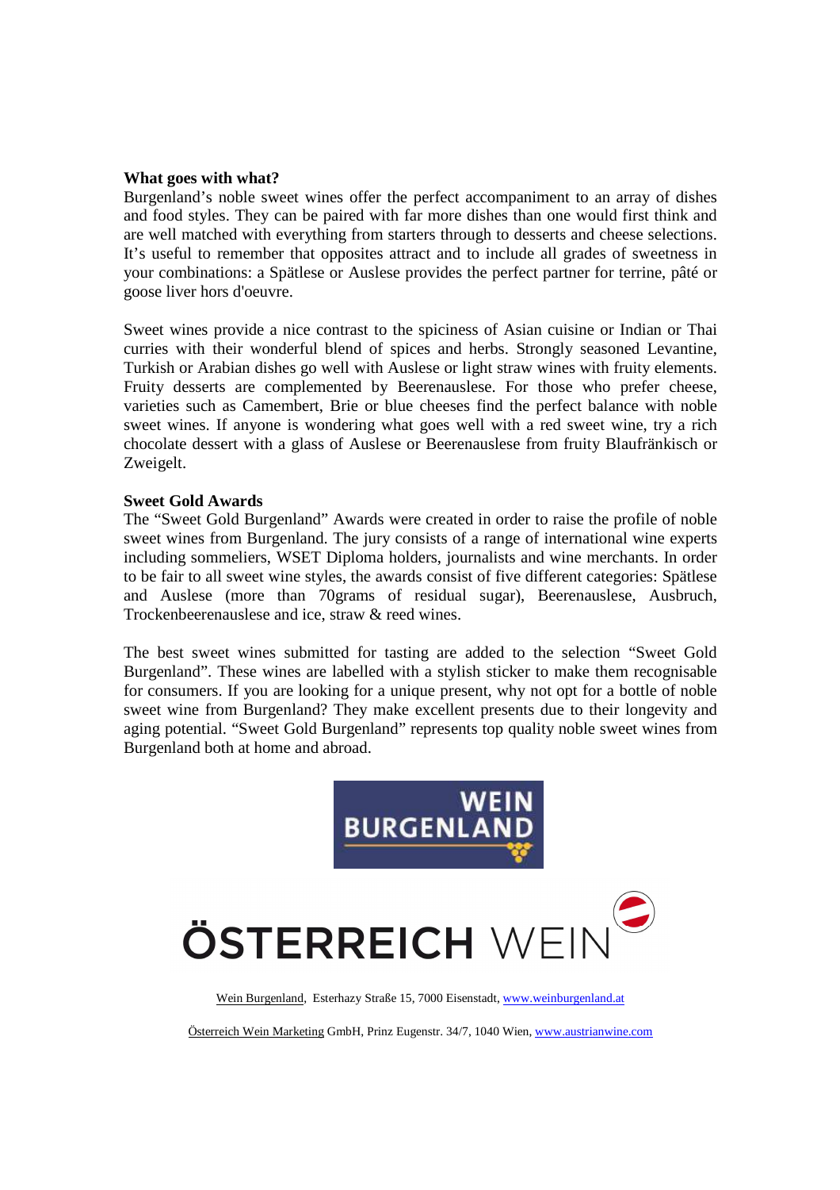**What goes with what?**

Burgenland's noble sweet wines offer the perfect accompaniment to an array of dishes and food styles. They can be paired with far more dishes than one would first think and are well matched with everything from starters through to desserts and cheese selections. It's useful to remember that opposites attract and to include all grades of sweetness in your combinations: a Spätlese or Auslese provides the perfect partner for terrine, pâté or goose liver hors d'oeuvre.

Sweet wines provide a nice contrast to the spiciness of Asian cuisine or Indian or Thai curries with their wonderful blend of spices and herbs. Strongly seasoned Levantine, Turkish or Arabian dishes go well with Auslese or light straw wines with fruity elements. Fruity desserts are complemented by Beerenauslese. For those who prefer cheese, varieties such as Camembert, Brie or blue cheeses find the perfect balance with noble sweet wines. If anyone is wondering what goes well with a red sweet wine, try a rich chocolate dessert with a glass of Auslese or Beerenauslese from fruity Blaufränkisch or Zweigelt.

**Sweet Gold Awards**

The "Sweet Gold Burgenland" Awards were created in order to raise the profile of noble sweet wines from Burgenland. The jury consists of a range of international wine experts including sommeliers, WSET Diploma holders, journalists and wine merchants. In order to be fair to all sweet wine styles, the awards consist of five different categories: Spätlese and Auslese (more than 70grams of residual sugar), Beerenauslese, Ausbruch, Trockenbeerenauslese and ice, straw & reed wines.

The best sweet wines submitted for tasting are added to the selection "Sweet Gold Burgenland". These wines are labelled with a stylish sticker to make them recognisable for consumers. If you are looking for a unique present, why not opt for a bottle of noble sweet wine from Burgenland? They make excellent presents due to their longevity and aging potential. "Sweet Gold Burgenland" represents top quality noble sweet wines from Burgenland both at home and abroad.

WEIN BURGENLAND

ÖSTERREICH WEIN

Wein Burgenland, Esterhazy Straße 15, 7000 Eisenstadt, www.weinburgenland.at

Österreich Wein Marketing GmbH, Prinz Eugenstr. 34/7, 1040 Wien, www.austrianwine.com